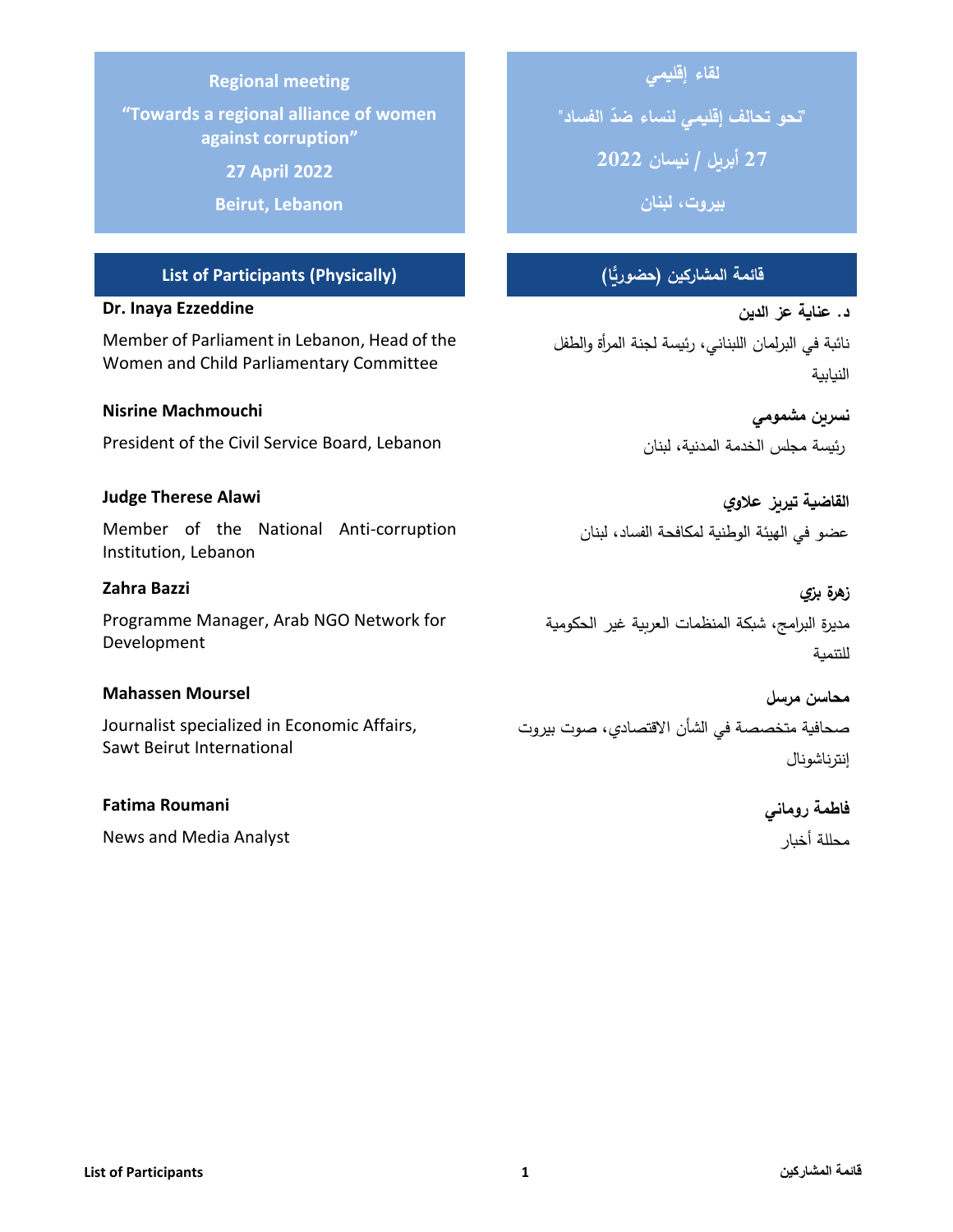**Regional meeting**

**“Towards a regional alliance of women against corruption”**

**27 April 2022**

**Beirut, Lebanon**

**لقاء إقليمي**

**"نحو تحالف إقليمي لنساء ضدّ الفساد"**

**27 أبريل / نيسان 2022**

**بيروت، لبنان**

## List of Participants (Physically)

**Dr. Inaya Ezzeddine**

Member of Parliament in Lebanon, Head of the Women and Child Parliamentary Committee

**Nisrine Machmouchi**

President of the Civil Service Board, Lebanon

**Judge Therese Alawi**

Member of the National Anti-corruption Institution, Lebanon

**Zahra Bazzi**

Programme Manager, Arab NGO Network for Development

**Mahassen Moursel**

Journalist specialized in Economic Affairs, Sawt Beirut International

**Fatima Roumani**

News and Media Analyst

## قائمة المشاركين (حضوريًّا)

**د. عناية عز الدين**

نائبة في البرلمان اللبناني، رئيسة لجنة المرأة والطفل النيابية

**نسرين مشموشي**

رئيسة مجلس الخدمة المدنية، لبنان

**القاضية تيريز علاوي**

عضو في الهيئة الوطنية لمكافحة الفساد، لبنان

**زهرة بزي**

مديرة البرامج، شبكة المنظمات العربية غير الحكومية للتنمية

**محاسن مرسل**

صحافية متخصصة في الشأن الاقتصادي، صوت بيروت إنترناشونال

**فاطمة روماني**

محللة أخبار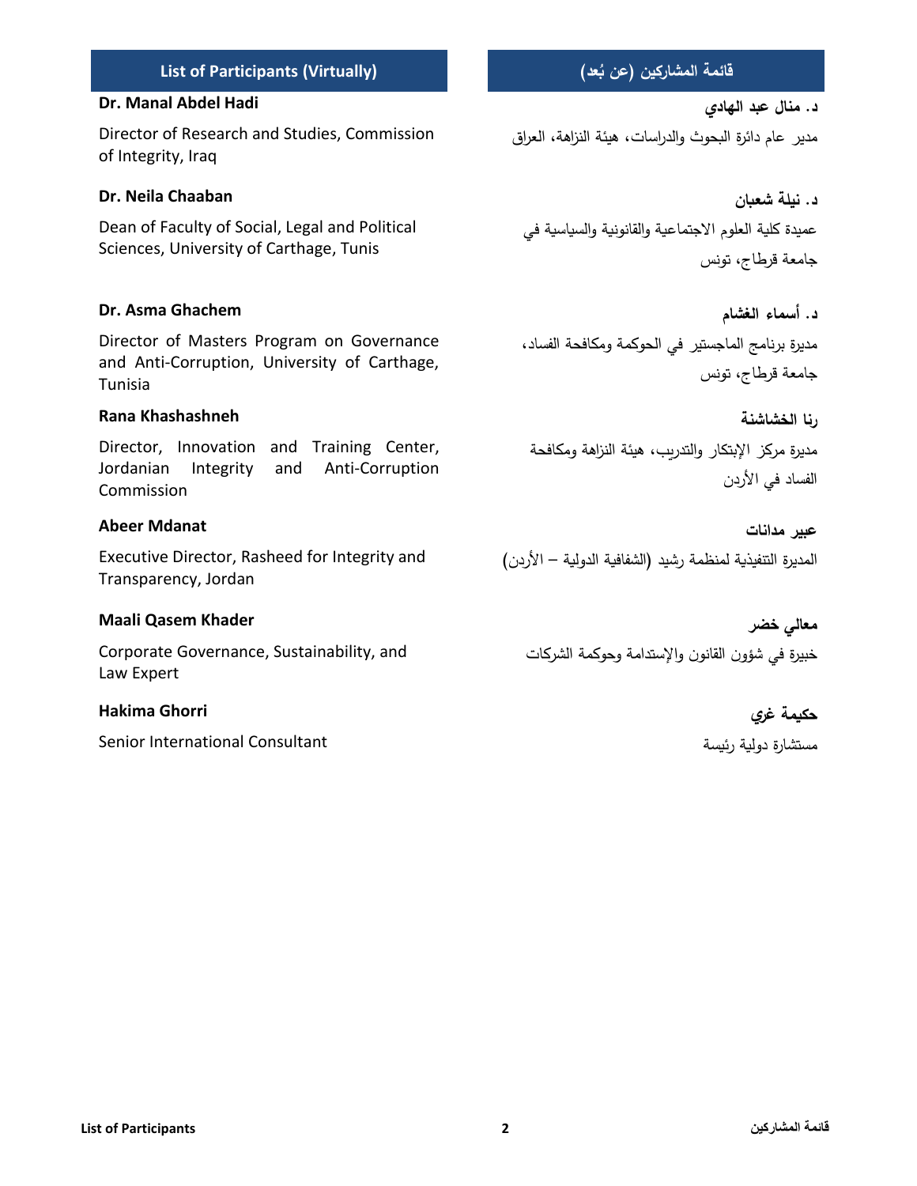## List of Participants (Virtually)

**Dr. Manal Abdel Hadi**

Director of Research and Studies, Commission of Integrity, Iraq

**Dr. Neila Chaaban**

Dean of Faculty of Social, Legal and Political Sciences, University of Carthage, Tunis

**Dr. Asma Ghachem**

Director of Masters Program on Governance and Anti-Corruption, University of Carthage, Tunisia

**Rana Khashashneh**

Director, Innovation and Training Center, Jordanian Integrity and Anti-Corruption Commission

**Abeer Mdanat**

Executive Director, Rasheed for Integrity and Transparency, Jordan

**Maali Qasem Khader**

Corporate Governance, Sustainability, and Law Expert

**Hakima Ghorri**

Senior International Consultant

## قائمة المشاركين (عن بُعد)

**د. منال عبد الهادي**

مدير عام دائرة البحوث والدراسات، هيئة النزاهة، العراق

**د. نيلة شعبان**

عميدة كلية العلوم الاجتماعية والقانونية والسياسية في جامعة قرطاج، تونس

**د. أسماء الغشام**

مديرة برنامج الماجستير في الحوكمة ومكافحة الفساد، جامعة قرطاج، تونس

**رنا الخشاشنة**

مديرة مركز الإبتكار والتدريب، هيئة النزاهة ومكافحة الفساد في الأردن

**عبير مدانات**

المديرة التنفيذية لمنظمة رشيد (الشفافية الدولية – الأردن)

**معالي خضر**

خبيرة في شؤون القانون والإستدامة وحوكمة الشركات

**حكيمة غري**

مستشارة دولية رئيسة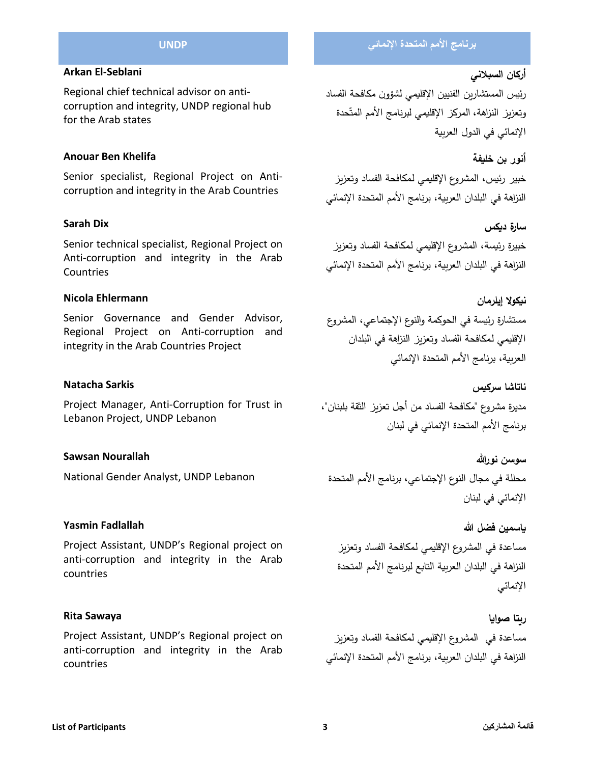## UNDP

**Arkan El-Seblani**

Regional chief technical advisor on anti-corruption and integrity, UNDP regional hub for the Arab states

**Anouar Ben Khelifa**

Senior specialist, Regional Project on Anti-corruption and integrity in the Arab Countries

**Sarah Dix**

Senior technical specialist, Regional Project on Anti-corruption and integrity in the Arab Countries

**Nicola Ehlermann**

Senior Governance and Gender Advisor, Regional Project on Anti-corruption and integrity in the Arab Countries Project

**Natacha Sarkis**

Project Manager, Anti-Corruption for Trust in Lebanon Project, UNDP Lebanon

**Sawsan Nourallah**

National Gender Analyst, UNDP Lebanon

**Yasmin Fadlallah**

Project Assistant, UNDP's Regional project on anti-corruption and integrity in the Arab countries

**Rita Sawaya**

Project Assistant, UNDP's Regional project on anti-corruption and integrity in the Arab countries

## برنامج الأمم المتحدة الإنمائي

**أركان السبلاني**

رئيس المستشارين الفنيين الإقليمي لشؤون مكافحة الفساد وتعزيز النزاهة، المركز الإقليمي لبرنامج الأمم المتّحدة الإنمائي في الدول العربية

**أنور بن خليفة**

خبير رئيس، المشروع الإقليمي لمكافحة الفساد وتعزيز النزاهة في البلدان العربية، برنامج الأمم المتحدة الإنمائي

**سارة ديكس**

خبيرة رئيسة، المشروع الإقليمي لمكافحة الفساد وتعزيز النزاهة في البلدان العربية، برنامج الأمم المتحدة الإنمائي

**نيكولا إيلرمان**

مستشارة رئيسة في الحوكمة والنوع الإجتماعي، المشروع الإقليمي لمكافحة الفساد وتعزيز النزاهة في البلدان العربية، برنامج الأمم المتحدة الإنمائي

**ناتاشا سركيس**

مديرة مشروع "مكافحة الفساد من أجل تعزيز الثقة بلبنان"، برنامج الأمم المتحدة الإنمائي في لبنان

**سوسن نورالله**

محللة في مجال النوع الإجتماعي، برنامج الأمم المتحدة الإنمائي في لبنان

**ياسمين فضل الله**

مساعدة في المشروع الإقليمي لمكافحة الفساد وتعزيز النزاهة في البلدان العربية التابع لبرنامج الأمم المتحدة الإنمائي

**ريتا صوايا**

مساعدة في المشروع الإقليمي لمكافحة الفساد وتعزيز النزاهة في البلدان العربية، برنامج الأمم المتحدة الإنمائي